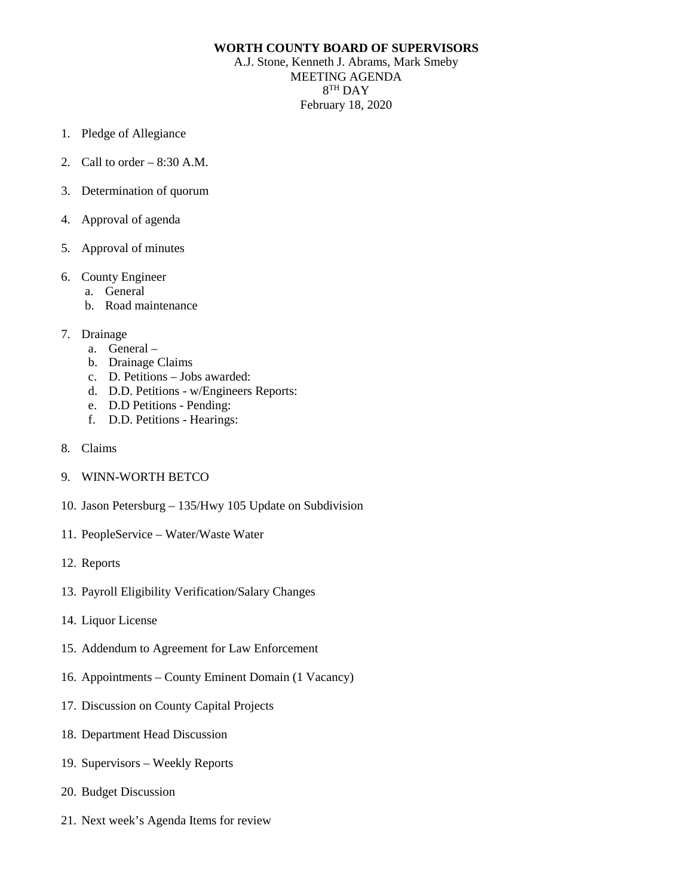**WORTH COUNTY BOARD OF SUPERVISORS**

A.J. Stone, Kenneth J. Abrams, Mark Smeby

MEETING AGENDA

8TH DAY

February 18, 2020

1. Pledge of Allegiance
2. Call to order – 8:30 A.M.
3. Determination of quorum
4. Approval of agenda
5. Approval of minutes
6. County Engineer
   a. General
   b. Road maintenance
7. Drainage
   a. General –
   b. Drainage Claims
   c. D. Petitions – Jobs awarded:
   d. D.D. Petitions - w/Engineers Reports:
   e. D.D Petitions - Pending:
   f. D.D. Petitions - Hearings:
8. Claims
9. WINN-WORTH BETCO
10. Jason Petersburg – 135/Hwy 105 Update on Subdivision
11. PeopleService – Water/Waste Water
12. Reports
13. Payroll Eligibility Verification/Salary Changes
14. Liquor License
15. Addendum to Agreement for Law Enforcement
16. Appointments – County Eminent Domain (1 Vacancy)
17. Discussion on County Capital Projects
18. Department Head Discussion
19. Supervisors – Weekly Reports
20. Budget Discussion
21. Next week's Agenda Items for review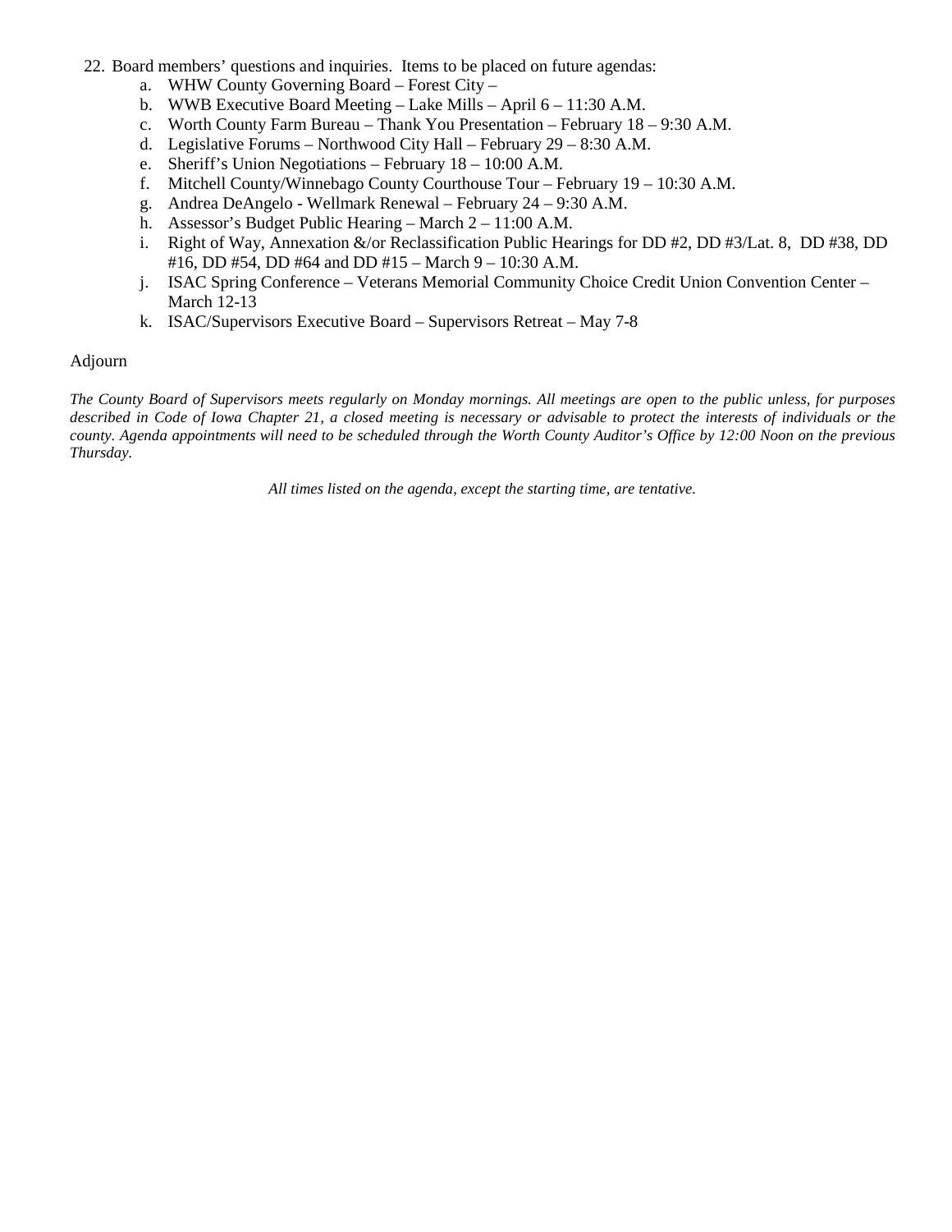22. Board members' questions and inquiries. Items to be placed on future agendas:
    a. WHW County Governing Board – Forest City –
    b. WWB Executive Board Meeting – Lake Mills – April 6 – 11:30 A.M.
    c. Worth County Farm Bureau – Thank You Presentation – February 18 – 9:30 A.M.
    d. Legislative Forums – Northwood City Hall – February 29 – 8:30 A.M.
    e. Sheriff's Union Negotiations – February 18 – 10:00 A.M.
    f. Mitchell County/Winnebago County Courthouse Tour – February 19 – 10:30 A.M.
    g. Andrea DeAngelo - Wellmark Renewal – February 24 – 9:30 A.M.
    h. Assessor's Budget Public Hearing – March 2 – 11:00 A.M.
    i. Right of Way, Annexation &/or Reclassification Public Hearings for DD #2, DD #3/Lat. 8, DD #38, DD #16, DD #54, DD #64 and DD #15 – March 9 – 10:30 A.M.
    j. ISAC Spring Conference – Veterans Memorial Community Choice Credit Union Convention Center – March 12-13
    k. ISAC/Supervisors Executive Board – Supervisors Retreat – May 7-8

Adjourn

*The County Board of Supervisors meets regularly on Monday mornings. All meetings are open to the public unless, for purposes described in Code of Iowa Chapter 21, a closed meeting is necessary or advisable to protect the interests of individuals or the county. Agenda appointments will need to be scheduled through the Worth County Auditor's Office by 12:00 Noon on the previous Thursday.*

*All times listed on the agenda, except the starting time, are tentative.*